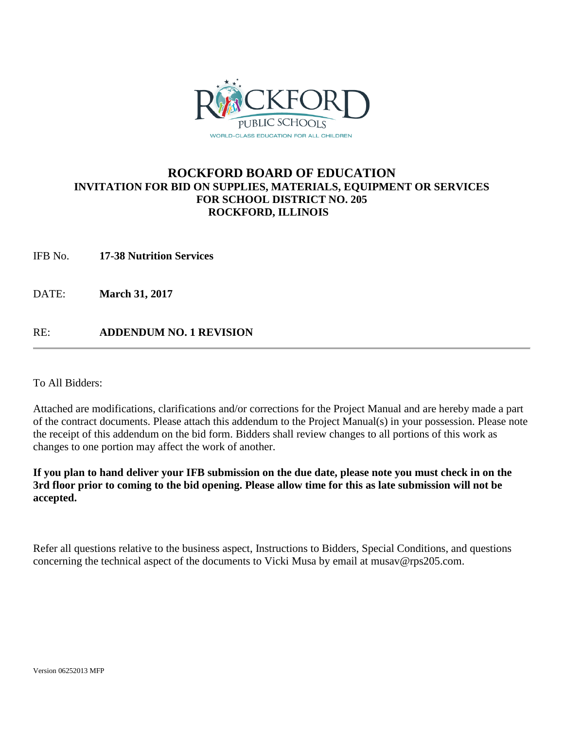# ROCKFORD BOARD OF EDUCATION

## INVITATION FOR BID ON SUPPLIES, MATERIALS, EQUIPMENT OR SERVICES FOR SCHOOL DISTRICT NO. 205 ROCKFORD, ILLINOIS

IFB No. **17-38 Nutrition Services**

DATE: **March 31, 2017**

RE: **ADDENDUM NO. 1 REVISION**

---

To All Bidders:

Attached are modifications, clarifications and/or corrections for the Project Manual and are hereby made a part of the contract documents. Please attach this addendum to the Project Manual(s) in your possession. Please note the receipt of this addendum on the bid form. Bidders shall review changes to all portions of this work as changes to one portion may affect the work of another.

**If you plan to hand deliver your IFB submission on the due date, please note you must check in on the 3rd floor prior to coming to the bid opening. Please allow time for this as late submission will not be accepted.**

Refer all questions relative to the business aspect, Instructions to Bidders, Special Conditions, and questions concerning the technical aspect of the documents to Vicki Musa by email at musav@rps205.com.

Version 06252013 MFP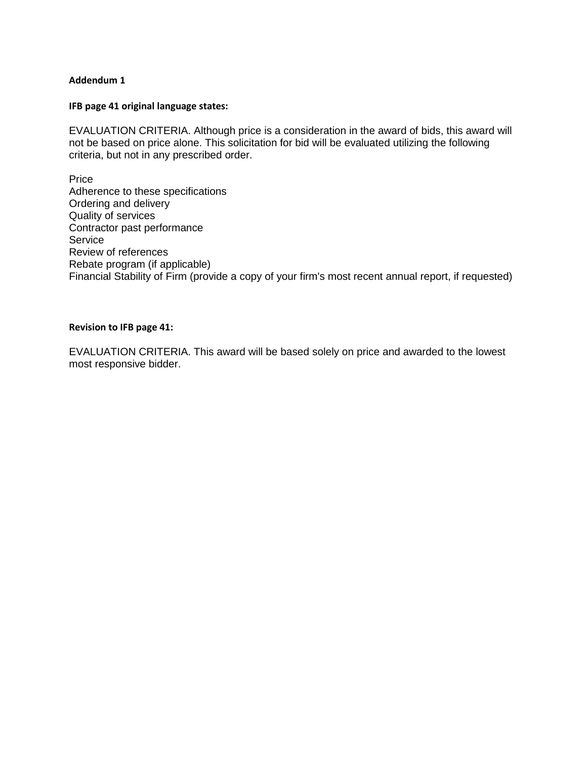**Addendum 1**

**IFB page 41 original language states:**

EVALUATION CRITERIA. Although price is a consideration in the award of bids, this award will not be based on price alone. This solicitation for bid will be evaluated utilizing the following criteria, but not in any prescribed order.

Price
Adherence to these specifications
Ordering and delivery
Quality of services
Contractor past performance
Service
Review of references
Rebate program (if applicable)
Financial Stability of Firm (provide a copy of your firm's most recent annual report, if requested)

**Revision to IFB page 41:**

EVALUATION CRITERIA. This award will be based solely on price and awarded to the lowest most responsive bidder.